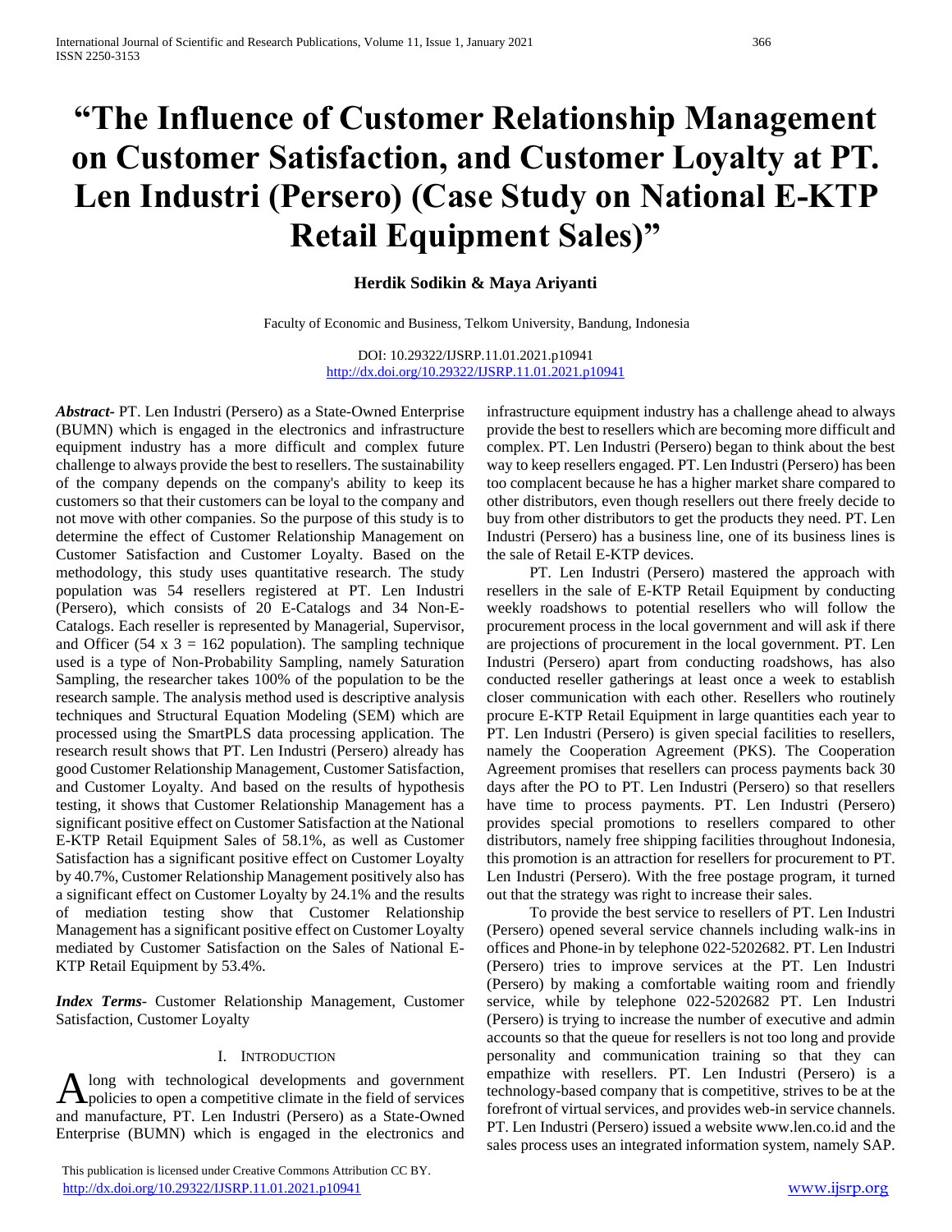# "The Influence of Customer Relationship Management on Customer Satisfaction, and Customer Loyalty at PT. Len Industri (Persero) (Case Study on National E-KTP Retail Equipment Sales)"

**Herdik Sodikin & Maya Ariyanti**

Faculty of Economic and Business, Telkom University, Bandung, Indonesia

DOI: 10.29322/IJSRP.11.01.2021.p10941
http://dx.doi.org/10.29322/IJSRP.11.01.2021.p10941

***Abstract***- PT. Len Industri (Persero) as a State-Owned Enterprise (BUMN) which is engaged in the electronics and infrastructure equipment industry has a more difficult and complex future challenge to always provide the best to resellers. The sustainability of the company depends on the company's ability to keep its customers so that their customers can be loyal to the company and not move with other companies. So the purpose of this study is to determine the effect of Customer Relationship Management on Customer Satisfaction and Customer Loyalty. Based on the methodology, this study uses quantitative research. The study population was 54 resellers registered at PT. Len Industri (Persero), which consists of 20 E-Catalogs and 34 Non-E-Catalogs. Each reseller is represented by Managerial, Supervisor, and Officer (54 x 3 = 162 population). The sampling technique used is a type of Non-Probability Sampling, namely Saturation Sampling, the researcher takes 100% of the population to be the research sample. The analysis method used is descriptive analysis techniques and Structural Equation Modeling (SEM) which are processed using the SmartPLS data processing application. The research result shows that PT. Len Industri (Persero) already has good Customer Relationship Management, Customer Satisfaction, and Customer Loyalty. And based on the results of hypothesis testing, it shows that Customer Relationship Management has a significant positive effect on Customer Satisfaction at the National E-KTP Retail Equipment Sales of 58.1%, as well as Customer Satisfaction has a significant positive effect on Customer Loyalty by 40.7%, Customer Relationship Management positively also has a significant effect on Customer Loyalty by 24.1% and the results of mediation testing show that Customer Relationship Management has a significant positive effect on Customer Loyalty mediated by Customer Satisfaction on the Sales of National E-KTP Retail Equipment by 53.4%.

***Index Terms***- Customer Relationship Management, Customer Satisfaction, Customer Loyalty

## I. Introduction

Along with technological developments and government policies to open a competitive climate in the field of services and manufacture, PT. Len Industri (Persero) as a State-Owned Enterprise (BUMN) which is engaged in the electronics and infrastructure equipment industry has a challenge ahead to always provide the best to resellers which are becoming more difficult and complex. PT. Len Industri (Persero) began to think about the best way to keep resellers engaged. PT. Len Industri (Persero) has been too complacent because he has a higher market share compared to other distributors, even though resellers out there freely decide to buy from other distributors to get the products they need. PT. Len Industri (Persero) has a business line, one of its business lines is the sale of Retail E-KTP devices.

PT. Len Industri (Persero) mastered the approach with resellers in the sale of E-KTP Retail Equipment by conducting weekly roadshows to potential resellers who will follow the procurement process in the local government and will ask if there are projections of procurement in the local government. PT. Len Industri (Persero) apart from conducting roadshows, has also conducted reseller gatherings at least once a week to establish closer communication with each other. Resellers who routinely procure E-KTP Retail Equipment in large quantities each year to PT. Len Industri (Persero) is given special facilities to resellers, namely the Cooperation Agreement (PKS). The Cooperation Agreement promises that resellers can process payments back 30 days after the PO to PT. Len Industri (Persero) so that resellers have time to process payments. PT. Len Industri (Persero) provides special promotions to resellers compared to other distributors, namely free shipping facilities throughout Indonesia, this promotion is an attraction for resellers for procurement to PT. Len Industri (Persero). With the free postage program, it turned out that the strategy was right to increase their sales.

To provide the best service to resellers of PT. Len Industri (Persero) opened several service channels including walk-ins in offices and Phone-in by telephone 022-5202682. PT. Len Industri (Persero) tries to improve services at the PT. Len Industri (Persero) by making a comfortable waiting room and friendly service, while by telephone 022-5202682 PT. Len Industri (Persero) is trying to increase the number of executive and admin accounts so that the queue for resellers is not too long and provide personality and communication training so that they can empathize with resellers. PT. Len Industri (Persero) is a technology-based company that is competitive, strives to be at the forefront of virtual services, and provides web-in service channels. PT. Len Industri (Persero) issued a website www.len.co.id and the sales process uses an integrated information system, namely SAP.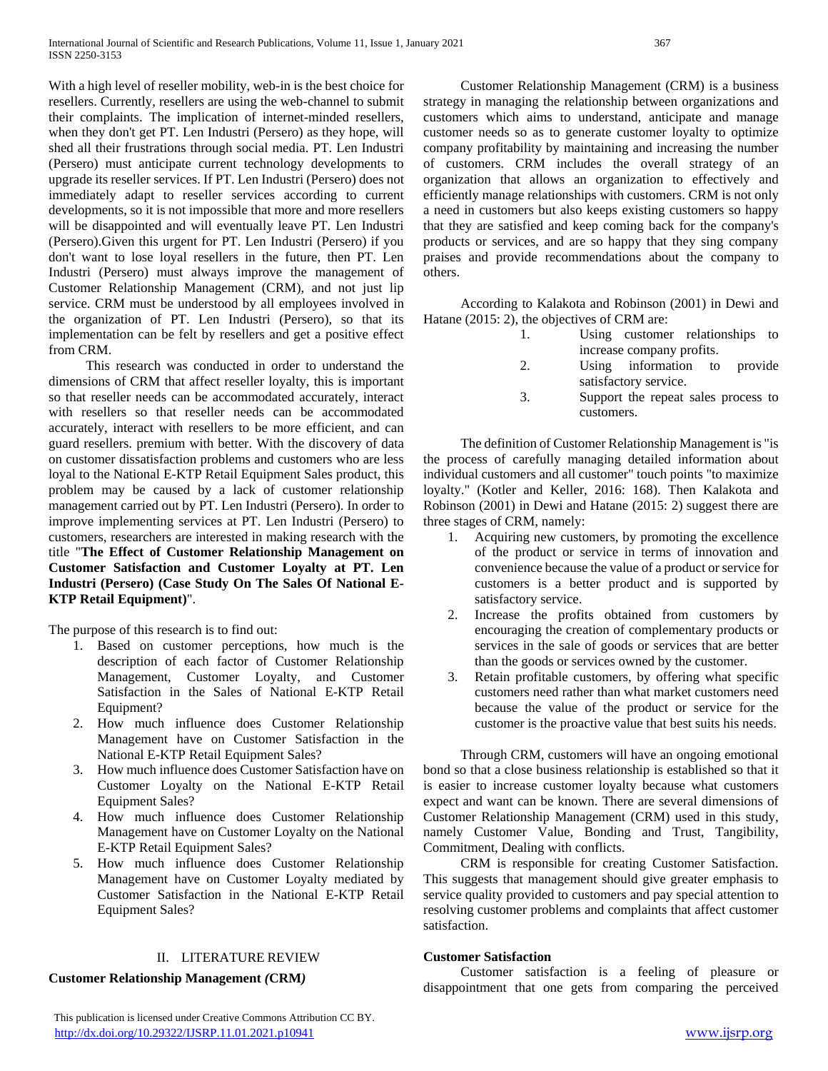With a high level of reseller mobility, web-in is the best choice for resellers. Currently, resellers are using the web-channel to submit their complaints. The implication of internet-minded resellers, when they don't get PT. Len Industri (Persero) as they hope, will shed all their frustrations through social media. PT. Len Industri (Persero) must anticipate current technology developments to upgrade its reseller services. If PT. Len Industri (Persero) does not immediately adapt to reseller services according to current developments, so it is not impossible that more and more resellers will be disappointed and will eventually leave PT. Len Industri (Persero).Given this urgent for PT. Len Industri (Persero) if you don't want to lose loyal resellers in the future, then PT. Len Industri (Persero) must always improve the management of Customer Relationship Management (CRM), and not just lip service. CRM must be understood by all employees involved in the organization of PT. Len Industri (Persero), so that its implementation can be felt by resellers and get a positive effect from CRM.

This research was conducted in order to understand the dimensions of CRM that affect reseller loyalty, this is important so that reseller needs can be accommodated accurately, interact with resellers so that reseller needs can be accommodated accurately, interact with resellers to be more efficient, and can guard resellers. premium with better. With the discovery of data on customer dissatisfaction problems and customers who are less loyal to the National E-KTP Retail Equipment Sales product, this problem may be caused by a lack of customer relationship management carried out by PT. Len Industri (Persero). In order to improve implementing services at PT. Len Industri (Persero) to customers, researchers are interested in making research with the title "**The Effect of Customer Relationship Management on Customer Satisfaction and Customer Loyalty at PT. Len Industri (Persero) (Case Study On The Sales Of National E-KTP Retail Equipment)**".

The purpose of this research is to find out:

1. Based on customer perceptions, how much is the description of each factor of Customer Relationship Management, Customer Loyalty, and Customer Satisfaction in the Sales of National E-KTP Retail Equipment?
2. How much influence does Customer Relationship Management have on Customer Satisfaction in the National E-KTP Retail Equipment Sales?
3. How much influence does Customer Satisfaction have on Customer Loyalty on the National E-KTP Retail Equipment Sales?
4. How much influence does Customer Relationship Management have on Customer Loyalty on the National E-KTP Retail Equipment Sales?
5. How much influence does Customer Relationship Management have on Customer Loyalty mediated by Customer Satisfaction in the National E-KTP Retail Equipment Sales?

## II. LITERATURE REVIEW

### Customer Relationship Management *(*CRM*)*

Customer Relationship Management (CRM) is a business strategy in managing the relationship between organizations and customers which aims to understand, anticipate and manage customer needs so as to generate customer loyalty to optimize company profitability by maintaining and increasing the number of customers. CRM includes the overall strategy of an organization that allows an organization to effectively and efficiently manage relationships with customers. CRM is not only a need in customers but also keeps existing customers so happy that they are satisfied and keep coming back for the company's products or services, and are so happy that they sing company praises and provide recommendations about the company to others.

According to Kalakota and Robinson (2001) in Dewi and Hatane (2015: 2), the objectives of CRM are:

1. Using customer relationships to increase company profits.
2. Using information to provide satisfactory service.
3. Support the repeat sales process to customers.

The definition of Customer Relationship Management is "is the process of carefully managing detailed information about individual customers and all customer" touch points "to maximize loyalty." (Kotler and Keller, 2016: 168). Then Kalakota and Robinson (2001) in Dewi and Hatane (2015: 2) suggest there are three stages of CRM, namely:

1. Acquiring new customers, by promoting the excellence of the product or service in terms of innovation and convenience because the value of a product or service for customers is a better product and is supported by satisfactory service.
2. Increase the profits obtained from customers by encouraging the creation of complementary products or services in the sale of goods or services that are better than the goods or services owned by the customer.
3. Retain profitable customers, by offering what specific customers need rather than what market customers need because the value of the product or service for the customer is the proactive value that best suits his needs.

Through CRM, customers will have an ongoing emotional bond so that a close business relationship is established so that it is easier to increase customer loyalty because what customers expect and want can be known. There are several dimensions of Customer Relationship Management (CRM) used in this study, namely Customer Value, Bonding and Trust, Tangibility, Commitment, Dealing with conflicts.

CRM is responsible for creating Customer Satisfaction. This suggests that management should give greater emphasis to service quality provided to customers and pay special attention to resolving customer problems and complaints that affect customer satisfaction.

### Customer Satisfaction

Customer satisfaction is a feeling of pleasure or disappointment that one gets from comparing the perceived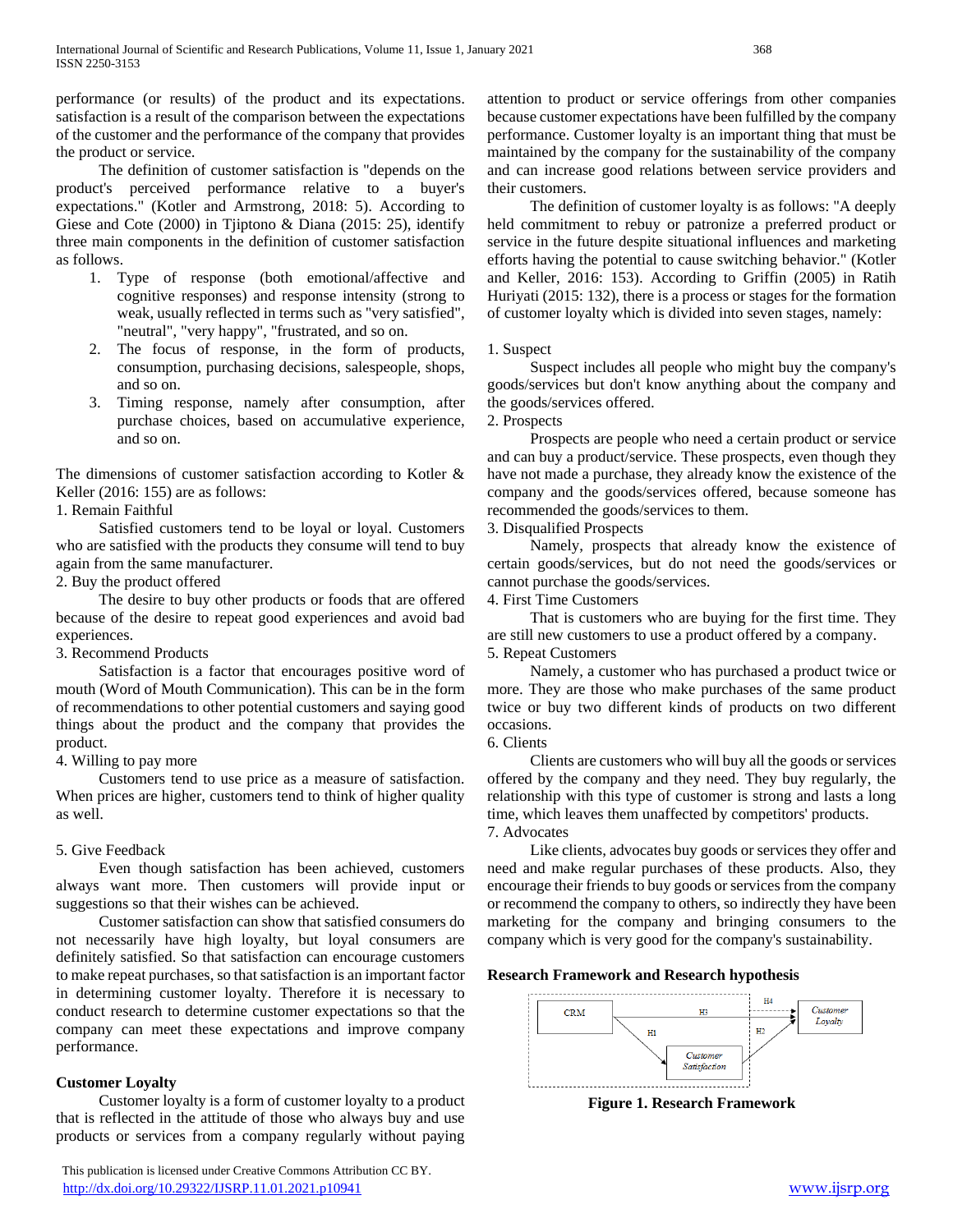performance (or results) of the product and its expectations. satisfaction is a result of the comparison between the expectations of the customer and the performance of the company that provides the product or service.

The definition of customer satisfaction is "depends on the product's perceived performance relative to a buyer's expectations." (Kotler and Armstrong, 2018: 5). According to Giese and Cote (2000) in Tjiptono & Diana (2015: 25), identify three main components in the definition of customer satisfaction as follows.

1. Type of response (both emotional/affective and cognitive responses) and response intensity (strong to weak, usually reflected in terms such as "very satisfied", "neutral", "very happy", "frustrated, and so on.
2. The focus of response, in the form of products, consumption, purchasing decisions, salespeople, shops, and so on.
3. Timing response, namely after consumption, after purchase choices, based on accumulative experience, and so on.

The dimensions of customer satisfaction according to Kotler & Keller (2016: 155) are as follows:

1. Remain Faithful

Satisfied customers tend to be loyal or loyal. Customers who are satisfied with the products they consume will tend to buy again from the same manufacturer.

2. Buy the product offered

The desire to buy other products or foods that are offered because of the desire to repeat good experiences and avoid bad experiences.

3. Recommend Products

Satisfaction is a factor that encourages positive word of mouth (Word of Mouth Communication). This can be in the form of recommendations to other potential customers and saying good things about the product and the company that provides the product.

4. Willing to pay more

Customers tend to use price as a measure of satisfaction. When prices are higher, customers tend to think of higher quality as well.

5. Give Feedback

Even though satisfaction has been achieved, customers always want more. Then customers will provide input or suggestions so that their wishes can be achieved.

Customer satisfaction can show that satisfied consumers do not necessarily have high loyalty, but loyal consumers are definitely satisfied. So that satisfaction can encourage customers to make repeat purchases, so that satisfaction is an important factor in determining customer loyalty. Therefore it is necessary to conduct research to determine customer expectations so that the company can meet these expectations and improve company performance.

**Customer Loyalty**

Customer loyalty is a form of customer loyalty to a product that is reflected in the attitude of those who always buy and use products or services from a company regularly without paying attention to product or service offerings from other companies because customer expectations have been fulfilled by the company performance. Customer loyalty is an important thing that must be maintained by the company for the sustainability of the company and can increase good relations between service providers and their customers.

The definition of customer loyalty is as follows: "A deeply held commitment to rebuy or patronize a preferred product or service in the future despite situational influences and marketing efforts having the potential to cause switching behavior." (Kotler and Keller, 2016: 153). According to Griffin (2005) in Ratih Huriyati (2015: 132), there is a process or stages for the formation of customer loyalty which is divided into seven stages, namely:

1. Suspect

Suspect includes all people who might buy the company's goods/services but don't know anything about the company and the goods/services offered.

2. Prospects

Prospects are people who need a certain product or service and can buy a product/service. These prospects, even though they have not made a purchase, they already know the existence of the company and the goods/services offered, because someone has recommended the goods/services to them.

3. Disqualified Prospects

Namely, prospects that already know the existence of certain goods/services, but do not need the goods/services or cannot purchase the goods/services.

4. First Time Customers

That is customers who are buying for the first time. They are still new customers to use a product offered by a company.

5. Repeat Customers

Namely, a customer who has purchased a product twice or more. They are those who make purchases of the same product twice or buy two different kinds of products on two different occasions.

6. Clients

Clients are customers who will buy all the goods or services offered by the company and they need. They buy regularly, the relationship with this type of customer is strong and lasts a long time, which leaves them unaffected by competitors' products.

7. Advocates

Like clients, advocates buy goods or services they offer and need and make regular purchases of these products. Also, they encourage their friends to buy goods or services from the company or recommend the company to others, so indirectly they have been marketing for the company and bringing consumers to the company which is very good for the company's sustainability.

**Research Framework and Research hypothesis**

**Figure 1. Research Framework**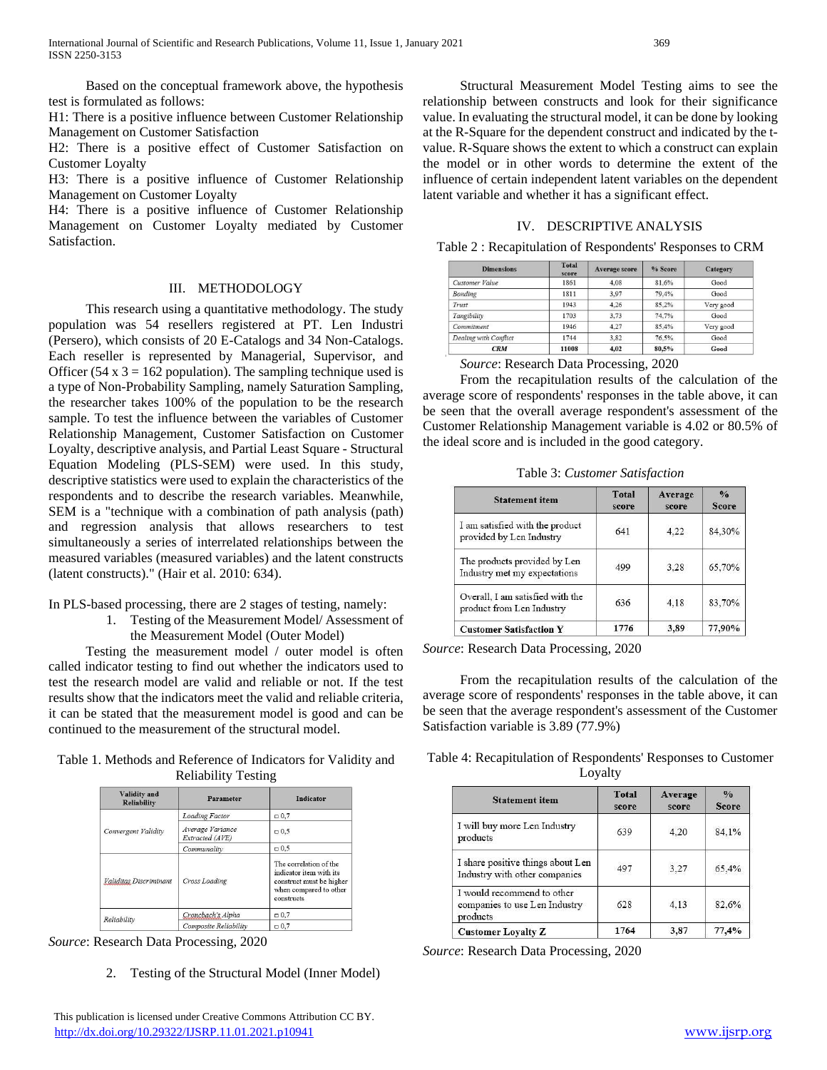Based on the conceptual framework above, the hypothesis test is formulated as follows:

H1: There is a positive influence between Customer Relationship Management on Customer Satisfaction

H2: There is a positive effect of Customer Satisfaction on Customer Loyalty

H3: There is a positive influence of Customer Relationship Management on Customer Loyalty

H4: There is a positive influence of Customer Relationship Management on Customer Loyalty mediated by Customer Satisfaction.

## III. METHODOLOGY

This research using a quantitative methodology. The study population was 54 resellers registered at PT. Len Industri (Persero), which consists of 20 E-Catalogs and 34 Non-Catalogs. Each reseller is represented by Managerial, Supervisor, and Officer (54 x 3 = 162 population). The sampling technique used is a type of Non-Probability Sampling, namely Saturation Sampling, the researcher takes 100% of the population to be the research sample. To test the influence between the variables of Customer Relationship Management, Customer Satisfaction on Customer Loyalty, descriptive analysis, and Partial Least Square - Structural Equation Modeling (PLS-SEM) were used. In this study, descriptive statistics were used to explain the characteristics of the respondents and to describe the research variables. Meanwhile, SEM is a "technique with a combination of path analysis (path) and regression analysis that allows researchers to test simultaneously a series of interrelated relationships between the measured variables (measured variables) and the latent constructs (latent constructs)." (Hair et al. 2010: 634).

In PLS-based processing, there are 2 stages of testing, namely:

1. Testing of the Measurement Model/ Assessment of the Measurement Model (Outer Model)

Testing the measurement model / outer model is often called indicator testing to find out whether the indicators used to test the research model are valid and reliable or not. If the test results show that the indicators meet the valid and reliable criteria, it can be stated that the measurement model is good and can be continued to the measurement of the structural model.

Table 1. Methods and Reference of Indicators for Validity and Reliability Testing

| Validity and Reliability | Parameter | Indicator |
|---|---|---|
| Convergent Validity | Loading Factor | □ 0,7 |
| | Average Variance Extracted (AVE) | □ 0,5 |
| | Communality | □ 0,5 |
| Validitas Discriminant | Cross Loading | The correlation of the indicator item with its construct must be higher when compared to other constructs |
| Reliability | Cronchach's Alpha | □ 0,7 |
| | Composite Reliability | □ 0,7 |

*Source*: Research Data Processing, 2020

2. Testing of the Structural Model (Inner Model)

Structural Measurement Model Testing aims to see the relationship between constructs and look for their significance value. In evaluating the structural model, it can be done by looking at the R-Square for the dependent construct and indicated by the t-value. R-Square shows the extent to which a construct can explain the model or in other words to determine the extent of the influence of certain independent latent variables on the dependent latent variable and whether it has a significant effect.

## IV. DESCRIPTIVE ANALYSIS

Table 2 : Recapitulation of Respondents' Responses to CRM

| Dimensions | Total score | Average score | % Score | Category |
|---|---|---|---|---|
| *Customer Value* | 1861 | 4,08 | 81,6% | Good |
| *Bonding* | 1811 | 3,97 | 79,4% | Good |
| *Trust* | 1943 | 4,26 | 85,2% | Very good |
| *Tangibility* | 1703 | 3,73 | 74,7% | Good |
| *Commitment* | 1946 | 4,27 | 85,4% | Very good |
| *Dealing with Conflict* | 1744 | 3,82 | 76,5% | Good |
| ***CRM*** | **11008** | **4,02** | **80,5%** | **Good** |

*Source*: Research Data Processing, 2020

From the recapitulation results of the calculation of the average score of respondents' responses in the table above, it can be seen that the overall average respondent's assessment of the Customer Relationship Management variable is 4.02 or 80.5% of the ideal score and is included in the good category.

Table 3: *Customer Satisfaction*

| Statement item | Total score | Average score | % Score |
|---|---|---|---|
| I am satisfied with the product provided by Len Industry | 641 | 4,22 | 84,30% |
| The products provided by Len Industry met my expectations | 499 | 3,28 | 65,70% |
| Overall, I am satisfied with the product from Len Industry | 636 | 4,18 | 83,70% |
| **Customer Satisfaction Y** | **1776** | **3,89** | **77,90%** |

*Source*: Research Data Processing, 2020

From the recapitulation results of the calculation of the average score of respondents' responses in the table above, it can be seen that the average respondent's assessment of the Customer Satisfaction variable is 3.89 (77.9%)

Table 4: Recapitulation of Respondents' Responses to Customer Loyalty

| Statement item | Total score | Average score | % Score |
|---|---|---|---|
| I will buy more Len Industry products | 639 | 4,20 | 84,1% |
| I share positive things about Len Industry with other companies | 497 | 3,27 | 65,4% |
| I would recommend to other companies to use Len Industry products | 628 | 4,13 | 82,6% |
| **Customer Loyalty Z** | **1764** | **3,87** | **77,4%** |

*Source*: Research Data Processing, 2020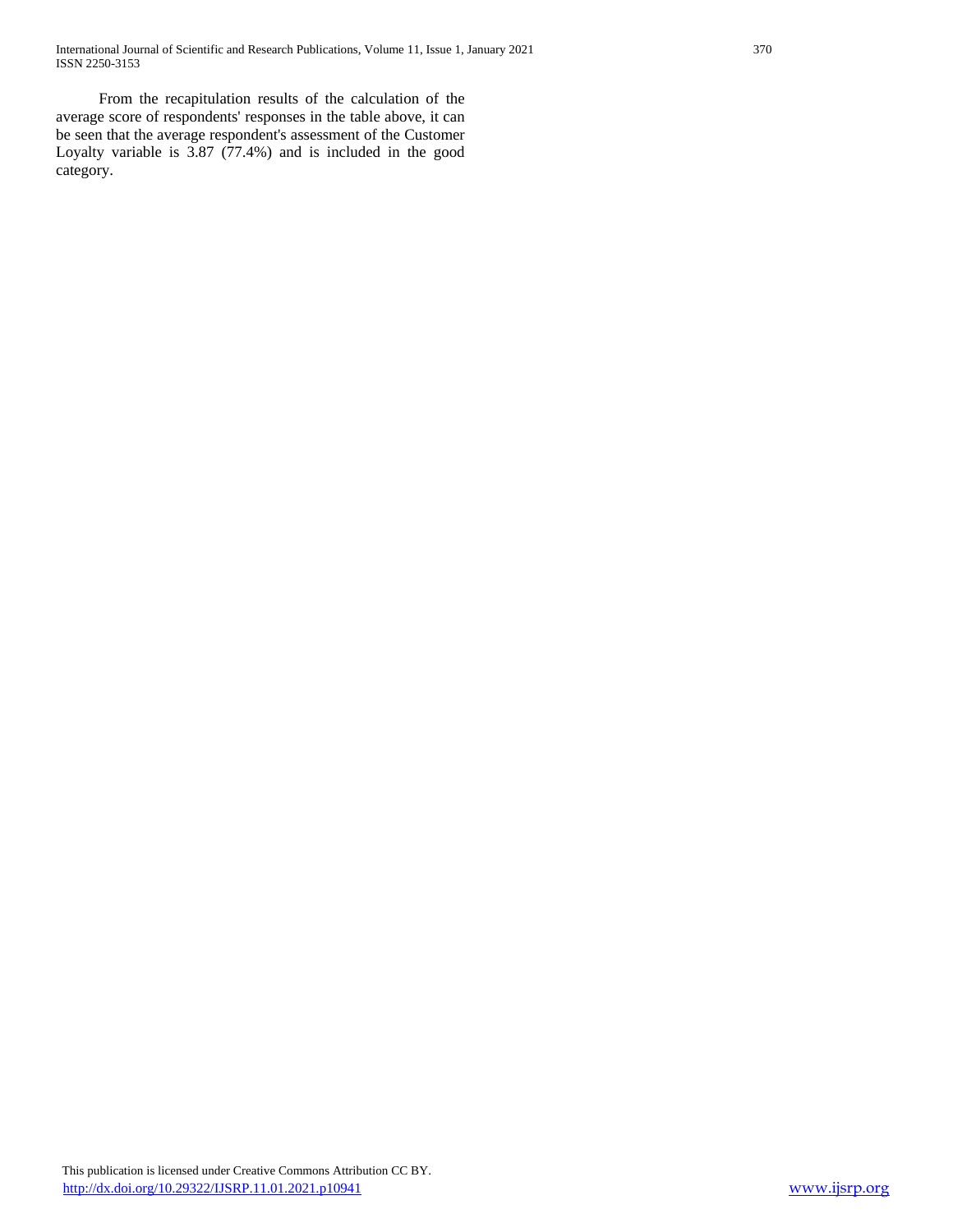From the recapitulation results of the calculation of the average score of respondents' responses in the table above, it can be seen that the average respondent's assessment of the Customer Loyalty variable is 3.87 (77.4%) and is included in the good category.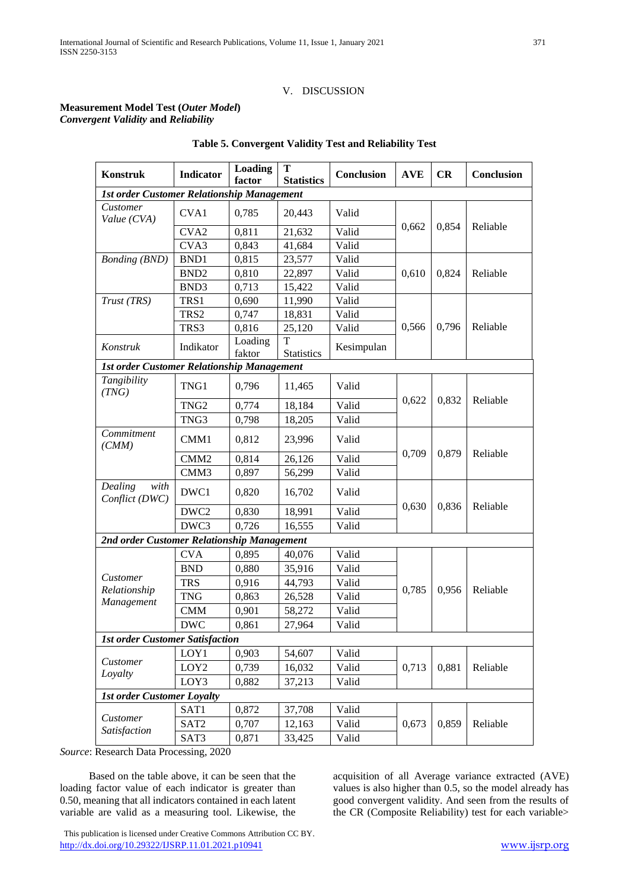## V. DISCUSSION

**Measurement Model Test (*Outer Model*)**
***Convergent Validity* and *Reliability***

**Table 5. Convergent Validity Test and Reliability Test**

| Konstruk | Indicator | Loading factor | T Statistics | Conclusion | AVE | CR | Conclusion |
|---|---|---|---|---|---|---|---|
| ***1st order Customer Relationship Management*** | | | | | | | |
| *Customer Value (CVA)* | CVA1 | 0,785 | 20,443 | Valid | 0,662 | 0,854 | Reliable |
| | CVA2 | 0,811 | 21,632 | Valid | | | |
| | CVA3 | 0,843 | 41,684 | Valid | | | |
| *Bonding (BND)* | BND1 | 0,815 | 23,577 | Valid | 0,610 | 0,824 | Reliable |
| | BND2 | 0,810 | 22,897 | Valid | | | |
| | BND3 | 0,713 | 15,422 | Valid | | | |
| *Trust (TRS)* | TRS1 | 0,690 | 11,990 | Valid | 0,566 | 0,796 | Reliable |
| | TRS2 | 0,747 | 18,831 | Valid | | | |
| | TRS3 | 0,816 | 25,120 | Valid | | | |
| *Konstruk* | Indikator | Loading faktor | T Statistics | Kesimpulan | | | |
| ***1st order Customer Relationship Management*** | | | | | | | |
| *Tangibility (TNG)* | TNG1 | 0,796 | 11,465 | Valid | 0,622 | 0,832 | Reliable |
| | TNG2 | 0,774 | 18,184 | Valid | | | |
| | TNG3 | 0,798 | 18,205 | Valid | | | |
| *Commitment (CMM)* | CMM1 | 0,812 | 23,996 | Valid | 0,709 | 0,879 | Reliable |
| | CMM2 | 0,814 | 26,126 | Valid | | | |
| | CMM3 | 0,897 | 56,299 | Valid | | | |
| *Dealing with Conflict (DWC)* | DWC1 | 0,820 | 16,702 | Valid | 0,630 | 0,836 | Reliable |
| | DWC2 | 0,830 | 18,991 | Valid | | | |
| | DWC3 | 0,726 | 16,555 | Valid | | | |
| ***2nd order Customer Relationship Management*** | | | | | | | |
| *Customer Relationship Management* | CVA | 0,895 | 40,076 | Valid | 0,785 | 0,956 | Reliable |
| | BND | 0,880 | 35,916 | Valid | | | |
| | TRS | 0,916 | 44,793 | Valid | | | |
| | TNG | 0,863 | 26,528 | Valid | | | |
| | CMM | 0,901 | 58,272 | Valid | | | |
| | DWC | 0,861 | 27,964 | Valid | | | |
| ***1st order Customer Satisfaction*** | | | | | | | |
| *Customer Loyalty* | LOY1 | 0,903 | 54,607 | Valid | 0,713 | 0,881 | Reliable |
| | LOY2 | 0,739 | 16,032 | Valid | | | |
| | LOY3 | 0,882 | 37,213 | Valid | | | |
| ***1st order Customer Loyalty*** | | | | | | | |
| *Customer Satisfaction* | SAT1 | 0,872 | 37,708 | Valid | 0,673 | 0,859 | Reliable |
| | SAT2 | 0,707 | 12,163 | Valid | | | |
| | SAT3 | 0,871 | 33,425 | Valid | | | |

*Source*: Research Data Processing, 2020

Based on the table above, it can be seen that the loading factor value of each indicator is greater than 0.50, meaning that all indicators contained in each latent variable are valid as a measuring tool. Likewise, the acquisition of all Average variance extracted (AVE) values is also higher than 0.5, so the model already has good convergent validity. And seen from the results of the CR (Composite Reliability) test for each variable>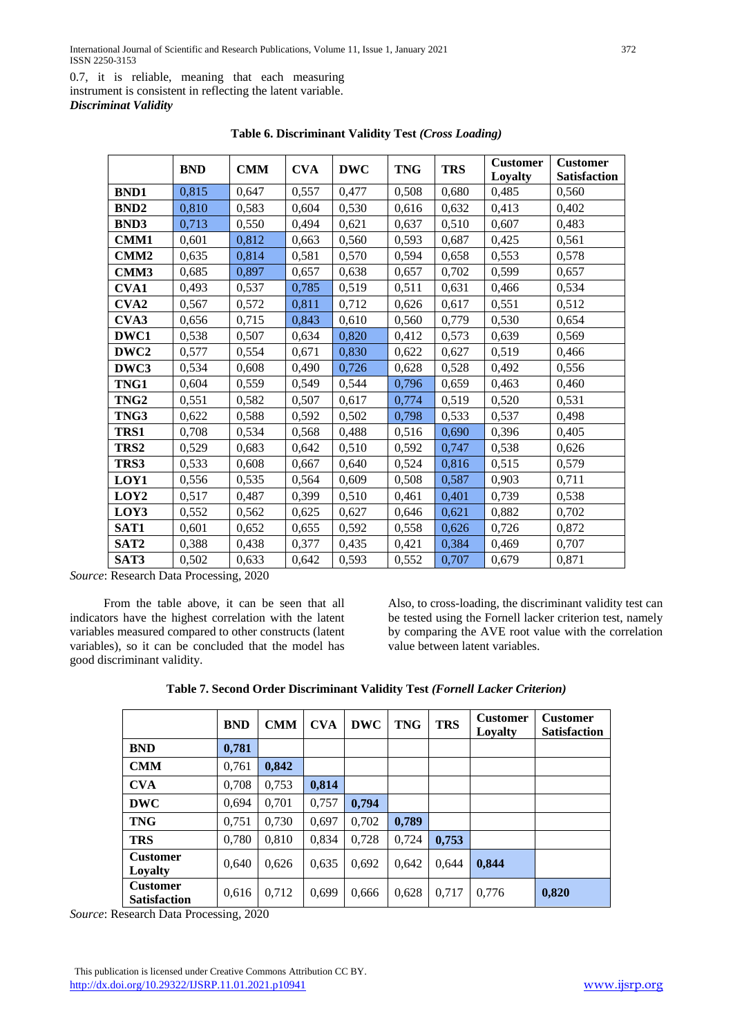0.7, it is reliable, meaning that each measuring instrument is consistent in reflecting the latent variable.

***Discriminat Validity***

**Table 6. Discriminant Validity Test *(Cross Loading)***

| | BND | CMM | CVA | DWC | TNG | TRS | Customer Loyalty | Customer Satisfaction |
|---|---|---|---|---|---|---|---|---|
| **BND1** | 0,815 | 0,647 | 0,557 | 0,477 | 0,508 | 0,680 | 0,485 | 0,560 |
| **BND2** | 0,810 | 0,583 | 0,604 | 0,530 | 0,616 | 0,632 | 0,413 | 0,402 |
| **BND3** | 0,713 | 0,550 | 0,494 | 0,621 | 0,637 | 0,510 | 0,607 | 0,483 |
| **CMM1** | 0,601 | 0,812 | 0,663 | 0,560 | 0,593 | 0,687 | 0,425 | 0,561 |
| **CMM2** | 0,635 | 0,814 | 0,581 | 0,570 | 0,594 | 0,658 | 0,553 | 0,578 |
| **CMM3** | 0,685 | 0,897 | 0,657 | 0,638 | 0,657 | 0,702 | 0,599 | 0,657 |
| **CVA1** | 0,493 | 0,537 | 0,785 | 0,519 | 0,511 | 0,631 | 0,466 | 0,534 |
| **CVA2** | 0,567 | 0,572 | 0,811 | 0,712 | 0,626 | 0,617 | 0,551 | 0,512 |
| **CVA3** | 0,656 | 0,715 | 0,843 | 0,610 | 0,560 | 0,779 | 0,530 | 0,654 |
| **DWC1** | 0,538 | 0,507 | 0,634 | 0,820 | 0,412 | 0,573 | 0,639 | 0,569 |
| **DWC2** | 0,577 | 0,554 | 0,671 | 0,830 | 0,622 | 0,627 | 0,519 | 0,466 |
| **DWC3** | 0,534 | 0,608 | 0,490 | 0,726 | 0,628 | 0,528 | 0,492 | 0,556 |
| **TNG1** | 0,604 | 0,559 | 0,549 | 0,544 | 0,796 | 0,659 | 0,463 | 0,460 |
| **TNG2** | 0,551 | 0,582 | 0,507 | 0,617 | 0,774 | 0,519 | 0,520 | 0,531 |
| **TNG3** | 0,622 | 0,588 | 0,592 | 0,502 | 0,798 | 0,533 | 0,537 | 0,498 |
| **TRS1** | 0,708 | 0,534 | 0,568 | 0,488 | 0,516 | 0,690 | 0,396 | 0,405 |
| **TRS2** | 0,529 | 0,683 | 0,642 | 0,510 | 0,592 | 0,747 | 0,538 | 0,626 |
| **TRS3** | 0,533 | 0,608 | 0,667 | 0,640 | 0,524 | 0,816 | 0,515 | 0,579 |
| **LOY1** | 0,556 | 0,535 | 0,564 | 0,609 | 0,508 | 0,587 | 0,903 | 0,711 |
| **LOY2** | 0,517 | 0,487 | 0,399 | 0,510 | 0,461 | 0,401 | 0,739 | 0,538 |
| **LOY3** | 0,552 | 0,562 | 0,625 | 0,627 | 0,646 | 0,621 | 0,882 | 0,702 |
| **SAT1** | 0,601 | 0,652 | 0,655 | 0,592 | 0,558 | 0,626 | 0,726 | 0,872 |
| **SAT2** | 0,388 | 0,438 | 0,377 | 0,435 | 0,421 | 0,384 | 0,469 | 0,707 |
| **SAT3** | 0,502 | 0,633 | 0,642 | 0,593 | 0,552 | 0,707 | 0,679 | 0,871 |

*Source*: Research Data Processing, 2020

From the table above, it can be seen that all indicators have the highest correlation with the latent variables measured compared to other constructs (latent variables), so it can be concluded that the model has good discriminant validity.

Also, to cross-loading, the discriminant validity test can be tested using the Fornell lacker criterion test, namely by comparing the AVE root value with the correlation value between latent variables.

**Table 7. Second Order Discriminant Validity Test *(Fornell Lacker Criterion)***

| | BND | CMM | CVA | DWC | TNG | TRS | Customer Loyalty | Customer Satisfaction |
|---|---|---|---|---|---|---|---|---|
| **BND** | **0,781** | | | | | | | |
| **CMM** | 0,761 | **0,842** | | | | | | |
| **CVA** | 0,708 | 0,753 | **0,814** | | | | | |
| **DWC** | 0,694 | 0,701 | 0,757 | **0,794** | | | | |
| **TNG** | 0,751 | 0,730 | 0,697 | 0,702 | **0,789** | | | |
| **TRS** | 0,780 | 0,810 | 0,834 | 0,728 | 0,724 | **0,753** | | |
| **Customer Loyalty** | 0,640 | 0,626 | 0,635 | 0,692 | 0,642 | 0,644 | **0,844** | |
| **Customer Satisfaction** | 0,616 | 0,712 | 0,699 | 0,666 | 0,628 | 0,717 | 0,776 | **0,820** |

*Source*: Research Data Processing, 2020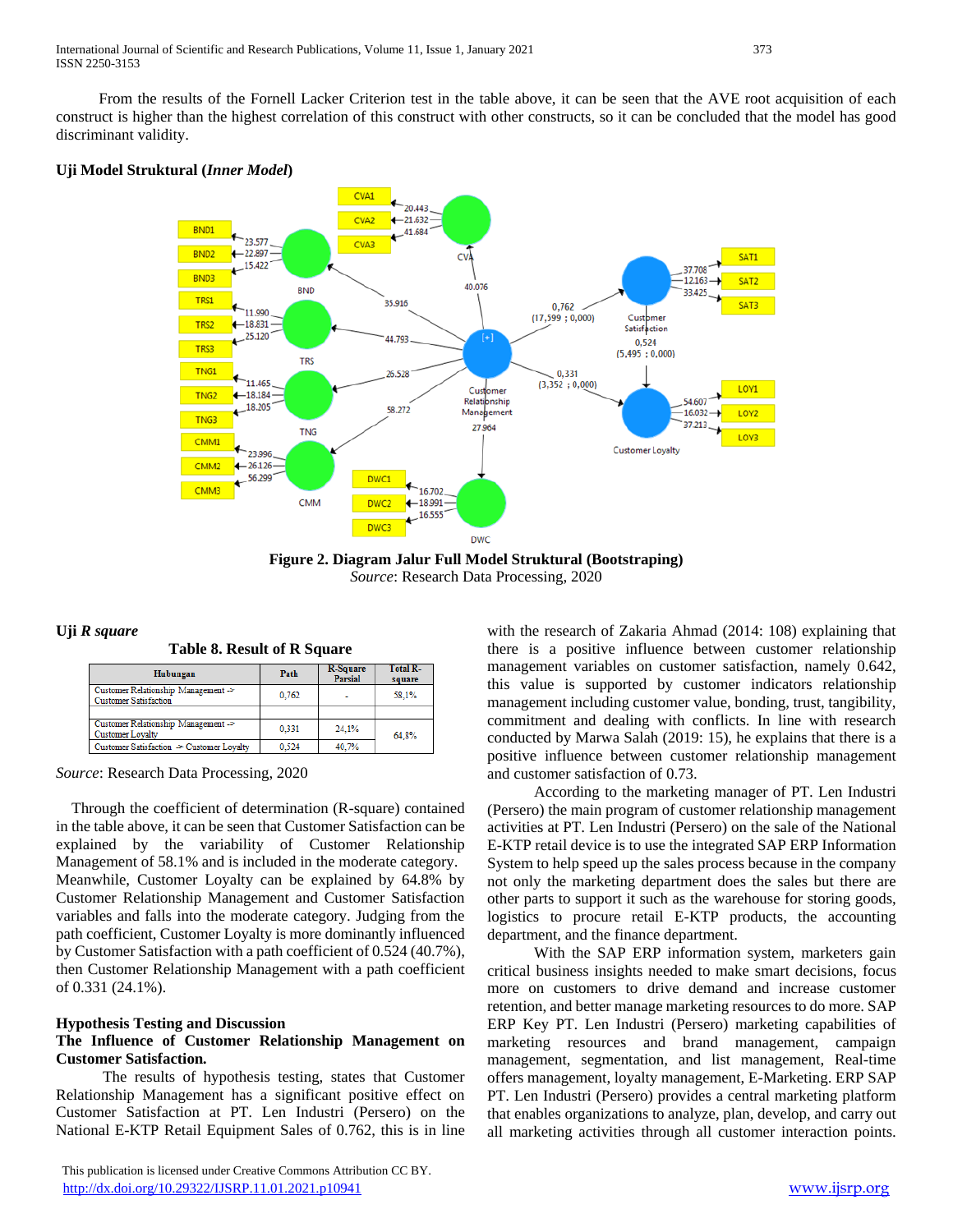From the results of the Fornell Lacker Criterion test in the table above, it can be seen that the AVE root acquisition of each construct is higher than the highest correlation of this construct with other constructs, so it can be concluded that the model has good discriminant validity.

**Uji Model Struktural (*Inner Model*)**

**Figure 2. Diagram Jalur Full Model Struktural (Bootstraping)**

*Source*: Research Data Processing, 2020

**Uji *R square***

**Table 8. Result of R Square**

| Hubungan | Path | R-Square Parsial | Total R-square |
|---|---|---|---|
| Customer Relationship Management -> Customer Satisfaction | 0,762 | - | 58,1% |
| Customer Relationship Management -> Customer Loyalty | 0,331 | 24,1% | 64,8% |
| Customer Satisfaction -> Customer Loyalty | 0,524 | 40,7% | |

*Source*: Research Data Processing, 2020

Through the coefficient of determination (R-square) contained in the table above, it can be seen that Customer Satisfaction can be explained by the variability of Customer Relationship Management of 58.1% and is included in the moderate category. Meanwhile, Customer Loyalty can be explained by 64.8% by Customer Relationship Management and Customer Satisfaction variables and falls into the moderate category. Judging from the path coefficient, Customer Loyalty is more dominantly influenced by Customer Satisfaction with a path coefficient of 0.524 (40.7%), then Customer Relationship Management with a path coefficient of 0.331 (24.1%).

**Hypothesis Testing and Discussion**

**The Influence of Customer Relationship Management on Customer Satisfaction.**

The results of hypothesis testing, states that Customer Relationship Management has a significant positive effect on Customer Satisfaction at PT. Len Industri (Persero) on the National E-KTP Retail Equipment Sales of 0.762, this is in line with the research of Zakaria Ahmad (2014: 108) explaining that there is a positive influence between customer relationship management variables on customer satisfaction, namely 0.642, this value is supported by customer indicators relationship management including customer value, bonding, trust, tangibility, commitment and dealing with conflicts. In line with research conducted by Marwa Salah (2019: 15), he explains that there is a positive influence between customer relationship management and customer satisfaction of 0.73.

According to the marketing manager of PT. Len Industri (Persero) the main program of customer relationship management activities at PT. Len Industri (Persero) on the sale of the National E-KTP retail device is to use the integrated SAP ERP Information System to help speed up the sales process because in the company not only the marketing department does the sales but there are other parts to support it such as the warehouse for storing goods, logistics to procure retail E-KTP products, the accounting department, and the finance department.

With the SAP ERP information system, marketers gain critical business insights needed to make smart decisions, focus more on customers to drive demand and increase customer retention, and better manage marketing resources to do more. SAP ERP Key PT. Len Industri (Persero) marketing capabilities of marketing resources and brand management, campaign management, segmentation, and list management, Real-time offers management, loyalty management, E-Marketing. ERP SAP PT. Len Industri (Persero) provides a central marketing platform that enables organizations to analyze, plan, develop, and carry out all marketing activities through all customer interaction points.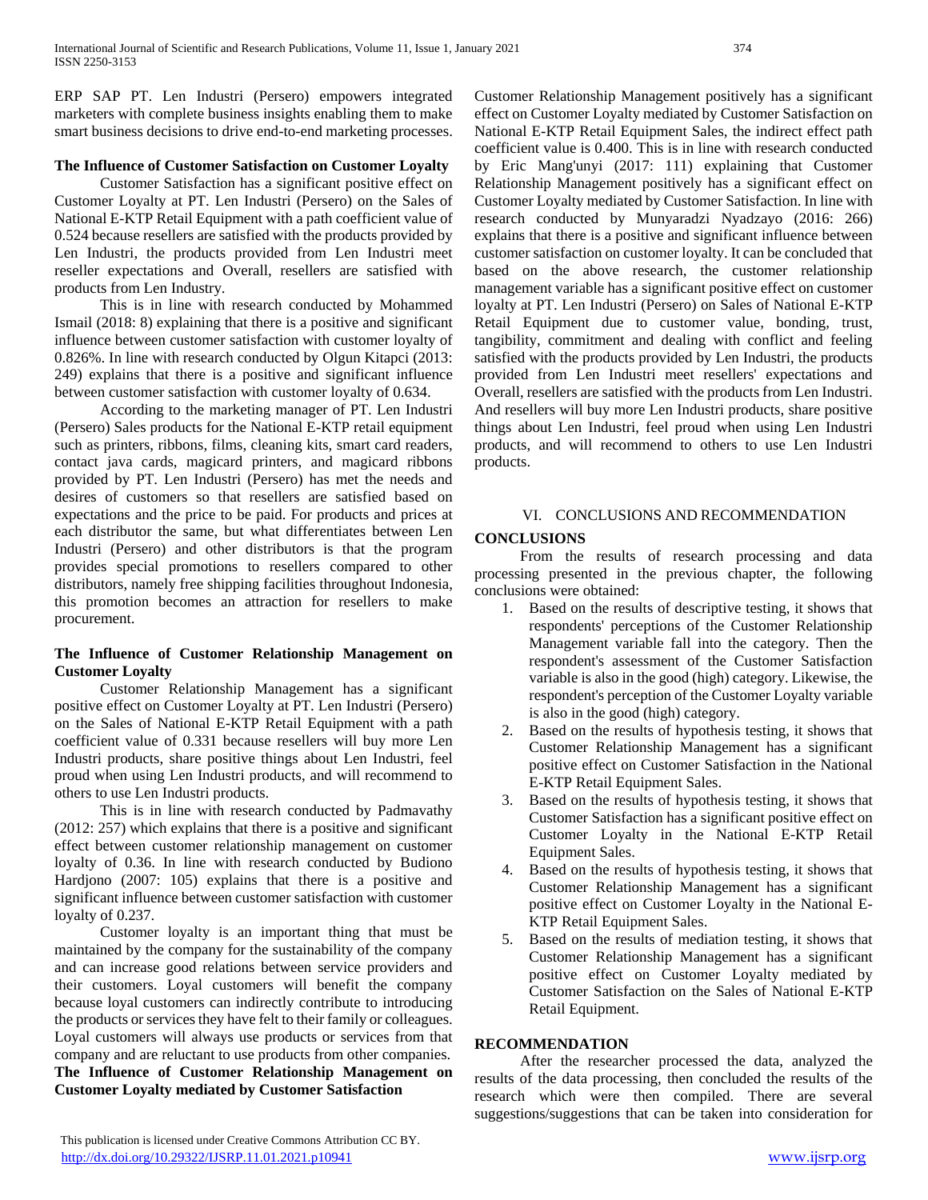ERP SAP PT. Len Industri (Persero) empowers integrated marketers with complete business insights enabling them to make smart business decisions to drive end-to-end marketing processes.

**The Influence of Customer Satisfaction on Customer Loyalty**

Customer Satisfaction has a significant positive effect on Customer Loyalty at PT. Len Industri (Persero) on the Sales of National E-KTP Retail Equipment with a path coefficient value of 0.524 because resellers are satisfied with the products provided by Len Industri, the products provided from Len Industri meet reseller expectations and Overall, resellers are satisfied with products from Len Industry.

This is in line with research conducted by Mohammed Ismail (2018: 8) explaining that there is a positive and significant influence between customer satisfaction with customer loyalty of 0.826%. In line with research conducted by Olgun Kitapci (2013: 249) explains that there is a positive and significant influence between customer satisfaction with customer loyalty of 0.634.

According to the marketing manager of PT. Len Industri (Persero) Sales products for the National E-KTP retail equipment such as printers, ribbons, films, cleaning kits, smart card readers, contact java cards, magicard printers, and magicard ribbons provided by PT. Len Industri (Persero) has met the needs and desires of customers so that resellers are satisfied based on expectations and the price to be paid. For products and prices at each distributor the same, but what differentiates between Len Industri (Persero) and other distributors is that the program provides special promotions to resellers compared to other distributors, namely free shipping facilities throughout Indonesia, this promotion becomes an attraction for resellers to make procurement.

**The Influence of Customer Relationship Management on Customer Loyalty**

Customer Relationship Management has a significant positive effect on Customer Loyalty at PT. Len Industri (Persero) on the Sales of National E-KTP Retail Equipment with a path coefficient value of 0.331 because resellers will buy more Len Industri products, share positive things about Len Industri, feel proud when using Len Industri products, and will recommend to others to use Len Industri products.

This is in line with research conducted by Padmavathy (2012: 257) which explains that there is a positive and significant effect between customer relationship management on customer loyalty of 0.36. In line with research conducted by Budiono Hardjono (2007: 105) explains that there is a positive and significant influence between customer satisfaction with customer loyalty of 0.237.

Customer loyalty is an important thing that must be maintained by the company for the sustainability of the company and can increase good relations between service providers and their customers. Loyal customers will benefit the company because loyal customers can indirectly contribute to introducing the products or services they have felt to their family or colleagues. Loyal customers will always use products or services from that company and are reluctant to use products from other companies.

**The Influence of Customer Relationship Management on Customer Loyalty mediated by Customer Satisfaction**

Customer Relationship Management positively has a significant effect on Customer Loyalty mediated by Customer Satisfaction on National E-KTP Retail Equipment Sales, the indirect effect path coefficient value is 0.400. This is in line with research conducted by Eric Mang'unyi (2017: 111) explaining that Customer Relationship Management positively has a significant effect on Customer Loyalty mediated by Customer Satisfaction. In line with research conducted by Munyaradzi Nyadzayo (2016: 266) explains that there is a positive and significant influence between customer satisfaction on customer loyalty. It can be concluded that based on the above research, the customer relationship management variable has a significant positive effect on customer loyalty at PT. Len Industri (Persero) on Sales of National E-KTP Retail Equipment due to customer value, bonding, trust, tangibility, commitment and dealing with conflict and feeling satisfied with the products provided by Len Industri, the products provided from Len Industri meet resellers' expectations and Overall, resellers are satisfied with the products from Len Industri. And resellers will buy more Len Industri products, share positive things about Len Industri, feel proud when using Len Industri products, and will recommend to others to use Len Industri products.

## VI. CONCLUSIONS AND RECOMMENDATION

**CONCLUSIONS**

From the results of research processing and data processing presented in the previous chapter, the following conclusions were obtained:

1. Based on the results of descriptive testing, it shows that respondents' perceptions of the Customer Relationship Management variable fall into the category. Then the respondent's assessment of the Customer Satisfaction variable is also in the good (high) category. Likewise, the respondent's perception of the Customer Loyalty variable is also in the good (high) category.
2. Based on the results of hypothesis testing, it shows that Customer Relationship Management has a significant positive effect on Customer Satisfaction in the National E-KTP Retail Equipment Sales.
3. Based on the results of hypothesis testing, it shows that Customer Satisfaction has a significant positive effect on Customer Loyalty in the National E-KTP Retail Equipment Sales.
4. Based on the results of hypothesis testing, it shows that Customer Relationship Management has a significant positive effect on Customer Loyalty in the National E-KTP Retail Equipment Sales.
5. Based on the results of mediation testing, it shows that Customer Relationship Management has a significant positive effect on Customer Loyalty mediated by Customer Satisfaction on the Sales of National E-KTP Retail Equipment.

**RECOMMENDATION**

After the researcher processed the data, analyzed the results of the data processing, then concluded the results of the research which were then compiled. There are several suggestions/suggestions that can be taken into consideration for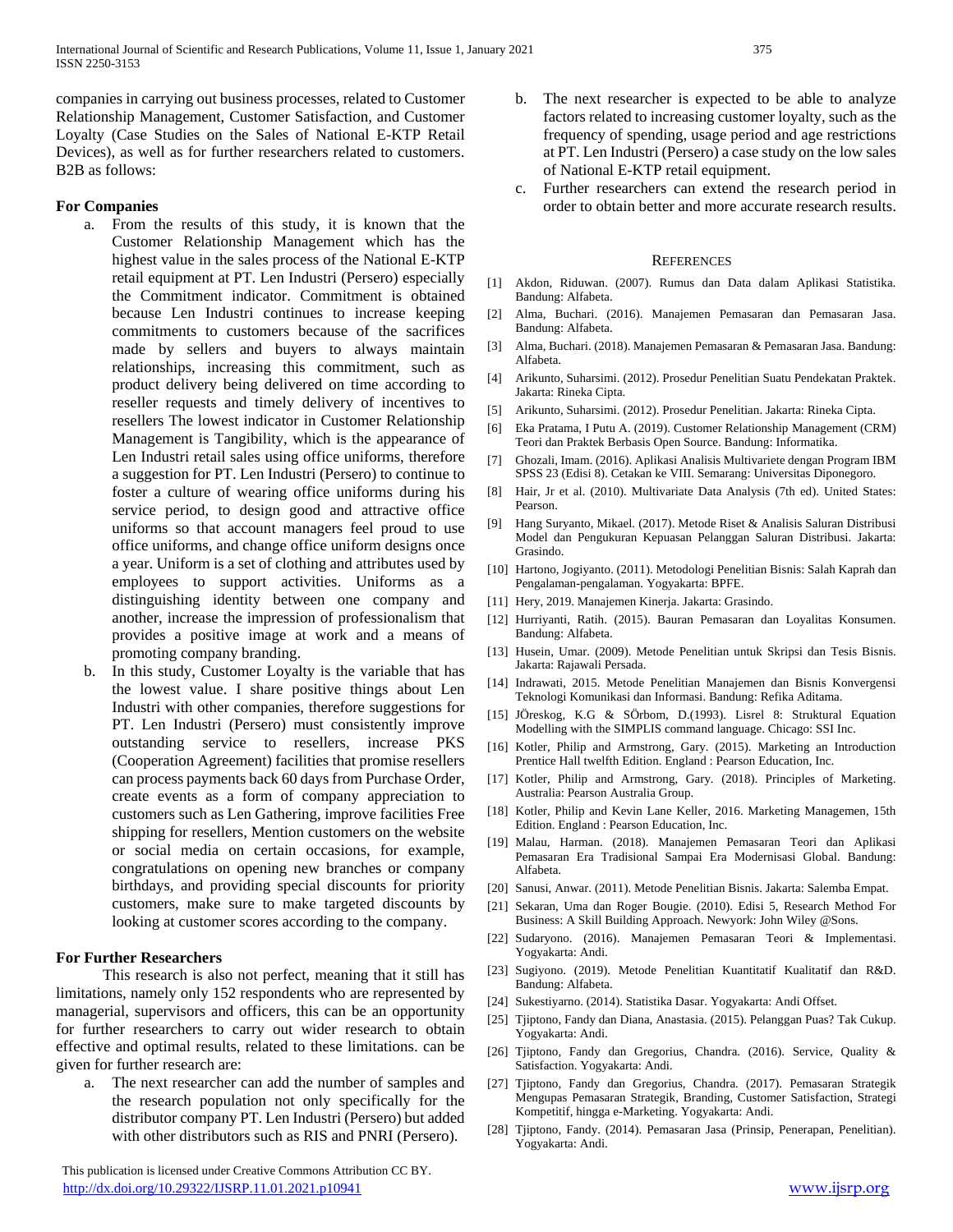companies in carrying out business processes, related to Customer Relationship Management, Customer Satisfaction, and Customer Loyalty (Case Studies on the Sales of National E-KTP Retail Devices), as well as for further researchers related to customers. B2B as follows:

**For Companies**

a. From the results of this study, it is known that the Customer Relationship Management which has the highest value in the sales process of the National E-KTP retail equipment at PT. Len Industri (Persero) especially the Commitment indicator. Commitment is obtained because Len Industri continues to increase keeping commitments to customers because of the sacrifices made by sellers and buyers to always maintain relationships, increasing this commitment, such as product delivery being delivered on time according to reseller requests and timely delivery of incentives to resellers The lowest indicator in Customer Relationship Management is Tangibility, which is the appearance of Len Industri retail sales using office uniforms, therefore a suggestion for PT. Len Industri (Persero) to continue to foster a culture of wearing office uniforms during his service period, to design good and attractive office uniforms so that account managers feel proud to use office uniforms, and change office uniform designs once a year. Uniform is a set of clothing and attributes used by employees to support activities. Uniforms as a distinguishing identity between one company and another, increase the impression of professionalism that provides a positive image at work and a means of promoting company branding.

b. In this study, Customer Loyalty is the variable that has the lowest value. I share positive things about Len Industri with other companies, therefore suggestions for PT. Len Industri (Persero) must consistently improve outstanding service to resellers, increase PKS (Cooperation Agreement) facilities that promise resellers can process payments back 60 days from Purchase Order, create events as a form of company appreciation to customers such as Len Gathering, improve facilities Free shipping for resellers, Mention customers on the website or social media on certain occasions, for example, congratulations on opening new branches or company birthdays, and providing special discounts for priority customers, make sure to make targeted discounts by looking at customer scores according to the company.

**For Further Researchers**

This research is also not perfect, meaning that it still has limitations, namely only 152 respondents who are represented by managerial, supervisors and officers, this can be an opportunity for further researchers to carry out wider research to obtain effective and optimal results, related to these limitations. can be given for further research are:

a. The next researcher can add the number of samples and the research population not only specifically for the distributor company PT. Len Industri (Persero) but added with other distributors such as RIS and PNRI (Persero).

b. The next researcher is expected to be able to analyze factors related to increasing customer loyalty, such as the frequency of spending, usage period and age restrictions at PT. Len Industri (Persero) a case study on the low sales of National E-KTP retail equipment.

c. Further researchers can extend the research period in order to obtain better and more accurate research results.

## REFERENCES

[1] Akdon, Riduwan. (2007). Rumus dan Data dalam Aplikasi Statistika. Bandung: Alfabeta.

[2] Alma, Buchari. (2016). Manajemen Pemasaran dan Pemasaran Jasa. Bandung: Alfabeta.

[3] Alma, Buchari. (2018). Manajemen Pemasaran & Pemasaran Jasa. Bandung: Alfabeta.

[4] Arikunto, Suharsimi. (2012). Prosedur Penelitian Suatu Pendekatan Praktek. Jakarta: Rineka Cipta.

[5] Arikunto, Suharsimi. (2012). Prosedur Penelitian. Jakarta: Rineka Cipta.

[6] Eka Pratama, I Putu A. (2019). Customer Relationship Management (CRM) Teori dan Praktek Berbasis Open Source. Bandung: Informatika.

[7] Ghozali, Imam. (2016). Aplikasi Analisis Multivariete dengan Program IBM SPSS 23 (Edisi 8). Cetakan ke VIII. Semarang: Universitas Diponegoro.

[8] Hair, Jr et al. (2010). Multivariate Data Analysis (7th ed). United States: Pearson.

[9] Hang Suryanto, Mikael. (2017). Metode Riset & Analisis Saluran Distribusi Model dan Pengukuran Kepuasan Pelanggan Saluran Distribusi. Jakarta: Grasindo.

[10] Hartono, Jogiyanto. (2011). Metodologi Penelitian Bisnis: Salah Kaprah dan Pengalaman-pengalaman. Yogyakarta: BPFE.

[11] Hery, 2019. Manajemen Kinerja. Jakarta: Grasindo.

[12] Hurriyanti, Ratih. (2015). Bauran Pemasaran dan Loyalitas Konsumen. Bandung: Alfabeta.

[13] Husein, Umar. (2009). Metode Penelitian untuk Skripsi dan Tesis Bisnis. Jakarta: Rajawali Persada.

[14] Indrawati, 2015. Metode Penelitian Manajemen dan Bisnis Konvergensi Teknologi Komunikasi dan Informasi. Bandung: Refika Aditama.

[15] JÖreskog, K.G & SÖrbom, D.(1993). Lisrel 8: Struktural Equation Modelling with the SIMPLIS command language. Chicago: SSI Inc.

[16] Kotler, Philip and Armstrong, Gary. (2015). Marketing an Introduction Prentice Hall twelfth Edition. England : Pearson Education, Inc.

[17] Kotler, Philip and Armstrong, Gary. (2018). Principles of Marketing. Australia: Pearson Australia Group.

[18] Kotler, Philip and Kevin Lane Keller, 2016. Marketing Managemen, 15th Edition. England : Pearson Education, Inc.

[19] Malau, Harman. (2018). Manajemen Pemasaran Teori dan Aplikasi Pemasaran Era Tradisional Sampai Era Modernisasi Global. Bandung: Alfabeta.

[20] Sanusi, Anwar. (2011). Metode Penelitian Bisnis. Jakarta: Salemba Empat.

[21] Sekaran, Uma dan Roger Bougie. (2010). Edisi 5, Research Method For Business: A Skill Building Approach. Newyork: John Wiley @Sons.

[22] Sudaryono. (2016). Manajemen Pemasaran Teori & Implementasi. Yogyakarta: Andi.

[23] Sugiyono. (2019). Metode Penelitian Kuantitatif Kualitatif dan R&D. Bandung: Alfabeta.

[24] Sukestiyarno. (2014). Statistika Dasar. Yogyakarta: Andi Offset.

[25] Tjiptono, Fandy dan Diana, Anastasia. (2015). Pelanggan Puas? Tak Cukup. Yogyakarta: Andi.

[26] Tjiptono, Fandy dan Gregorius, Chandra. (2016). Service, Quality & Satisfaction. Yogyakarta: Andi.

[27] Tjiptono, Fandy dan Gregorius, Chandra. (2017). Pemasaran Strategik Mengupas Pemasaran Strategik, Branding, Customer Satisfaction, Strategi Kompetitif, hingga e-Marketing. Yogyakarta: Andi.

[28] Tjiptono, Fandy. (2014). Pemasaran Jasa (Prinsip, Penerapan, Penelitian). Yogyakarta: Andi.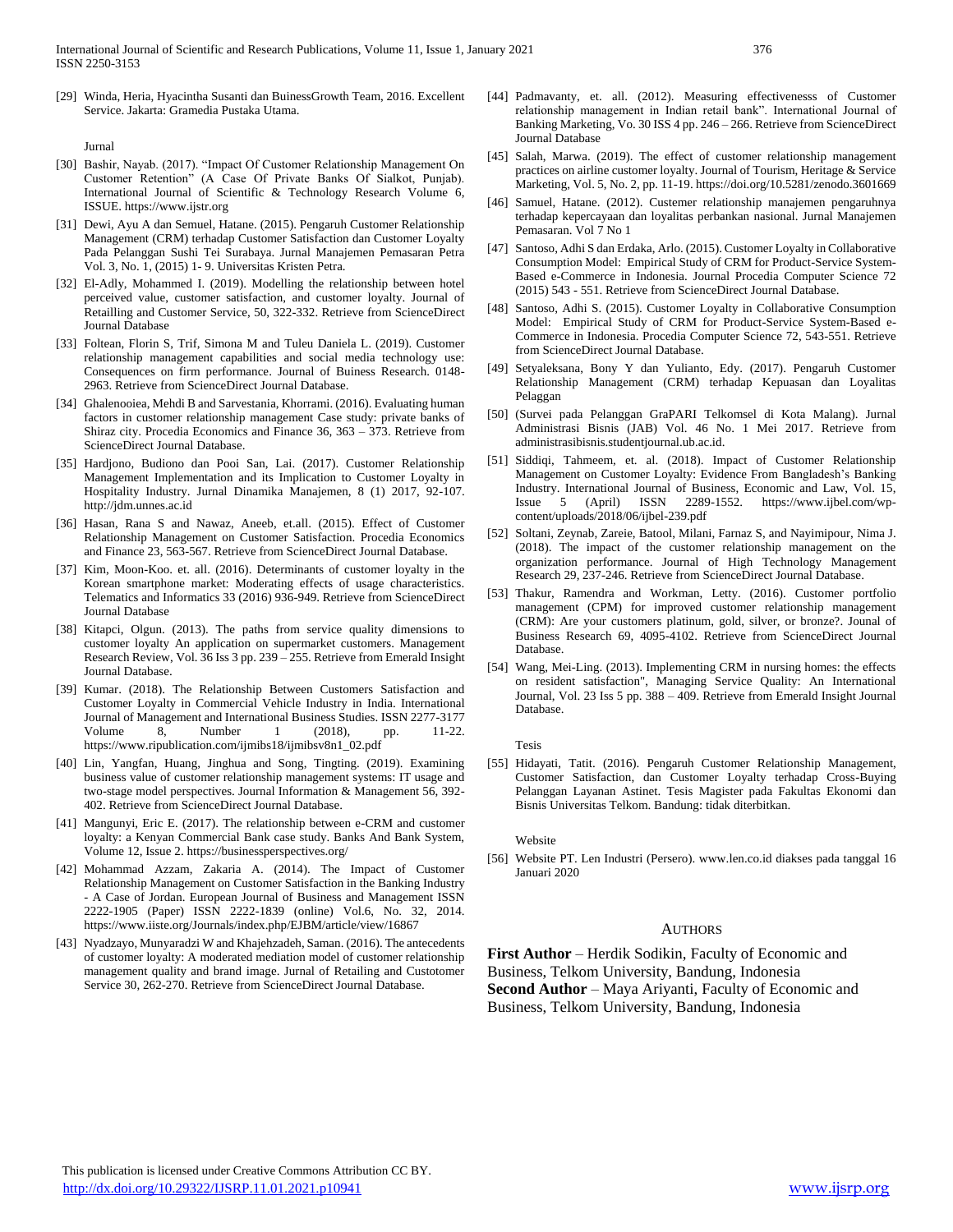[29] Winda, Heria, Hyacintha Susanti dan BuinessGrowth Team, 2016. Excellent Service. Jakarta: Gramedia Pustaka Utama.

Jurnal

[30] Bashir, Nayab. (2017). "Impact Of Customer Relationship Management On Customer Retention" (A Case Of Private Banks Of Sialkot, Punjab). International Journal of Scientific & Technology Research Volume 6, ISSUE. https://www.ijstr.org

[31] Dewi, Ayu A dan Semuel, Hatane. (2015). Pengaruh Customer Relationship Management (CRM) terhadap Customer Satisfaction dan Customer Loyalty Pada Pelanggan Sushi Tei Surabaya. Jurnal Manajemen Pemasaran Petra Vol. 3, No. 1, (2015) 1- 9. Universitas Kristen Petra.

[32] El-Adly, Mohammed I. (2019). Modelling the relationship between hotel perceived value, customer satisfaction, and customer loyalty. Journal of Retailling and Customer Service, 50, 322-332. Retrieve from ScienceDirect Journal Database

[33] Foltean, Florin S, Trif, Simona M and Tuleu Daniela L. (2019). Customer relationship management capabilities and social media technology use: Consequences on firm performance. Journal of Buiness Research. 0148-2963. Retrieve from ScienceDirect Journal Database.

[34] Ghalenooiea, Mehdi B and Sarvestania, Khorrami. (2016). Evaluating human factors in customer relationship management Case study: private banks of Shiraz city. Procedia Economics and Finance 36, 363 – 373. Retrieve from ScienceDirect Journal Database.

[35] Hardjono, Budiono dan Pooi San, Lai. (2017). Customer Relationship Management Implementation and its Implication to Customer Loyalty in Hospitality Industry. Jurnal Dinamika Manajemen, 8 (1) 2017, 92-107. http://jdm.unnes.ac.id

[36] Hasan, Rana S and Nawaz, Aneeb, et.all. (2015). Effect of Customer Relationship Management on Customer Satisfaction. Procedia Economics and Finance 23, 563-567. Retrieve from ScienceDirect Journal Database.

[37] Kim, Moon-Koo. et. all. (2016). Determinants of customer loyalty in the Korean smartphone market: Moderating effects of usage characteristics. Telematics and Informatics 33 (2016) 936-949. Retrieve from ScienceDirect Journal Database

[38] Kitapci, Olgun. (2013). The paths from service quality dimensions to customer loyalty An application on supermarket customers. Management Research Review, Vol. 36 Iss 3 pp. 239 – 255. Retrieve from Emerald Insight Journal Database.

[39] Kumar. (2018). The Relationship Between Customers Satisfaction and Customer Loyalty in Commercial Vehicle Industry in India. International Journal of Management and International Business Studies. ISSN 2277-3177 Volume 8, Number 1 (2018), pp. 11-22. https://www.ripublication.com/ijmibs18/ijmibsv8n1_02.pdf

[40] Lin, Yangfan, Huang, Jinghua and Song, Tingting. (2019). Examining business value of customer relationship management systems: IT usage and two-stage model perspectives. Journal Information & Management 56, 392-402. Retrieve from ScienceDirect Journal Database.

[41] Mangunyi, Eric E. (2017). The relationship between e-CRM and customer loyalty: a Kenyan Commercial Bank case study. Banks And Bank System, Volume 12, Issue 2. https://businessperspectives.org/

[42] Mohammad Azzam, Zakaria A. (2014). The Impact of Customer Relationship Management on Customer Satisfaction in the Banking Industry - A Case of Jordan. European Journal of Business and Management ISSN 2222-1905 (Paper) ISSN 2222-1839 (online) Vol.6, No. 32, 2014. https://www.iiste.org/Journals/index.php/EJBM/article/view/16867

[43] Nyadzayo, Munyaradzi W and Khajehzadeh, Saman. (2016). The antecedents of customer loyalty: A moderated mediation model of customer relationship management quality and brand image. Jurnal of Retailing and Custotomer Service 30, 262-270. Retrieve from ScienceDirect Journal Database.

[44] Padmavanty, et. all. (2012). Measuring effectivenesss of Customer relationship management in Indian retail bank". International Journal of Banking Marketing, Vo. 30 ISS 4 pp. 246 – 266. Retrieve from ScienceDirect Journal Database

[45] Salah, Marwa. (2019). The effect of customer relationship management practices on airline customer loyalty. Journal of Tourism, Heritage & Service Marketing, Vol. 5, No. 2, pp. 11-19. https://doi.org/10.5281/zenodo.3601669

[46] Samuel, Hatane. (2012). Custemer relationship manajemen pengaruhnya terhadap kepercayaan dan loyalitas perbankan nasional. Jurnal Manajemen Pemasaran. Vol 7 No 1

[47] Santoso, Adhi S dan Erdaka, Arlo. (2015). Customer Loyalty in Collaborative Consumption Model: Empirical Study of CRM for Product-Service System-Based e-Commerce in Indonesia. Journal Procedia Computer Science 72 (2015) 543 - 551. Retrieve from ScienceDirect Journal Database.

[48] Santoso, Adhi S. (2015). Customer Loyalty in Collaborative Consumption Model: Empirical Study of CRM for Product-Service System-Based e-Commerce in Indonesia. Procedia Computer Science 72, 543-551. Retrieve from ScienceDirect Journal Database.

[49] Setyaleksana, Bony Y dan Yulianto, Edy. (2017). Pengaruh Customer Relationship Management (CRM) terhadap Kepuasan dan Loyalitas Pelaggan

[50] (Survei pada Pelanggan GraPARI Telkomsel di Kota Malang). Jurnal Administrasi Bisnis (JAB) Vol. 46 No. 1 Mei 2017. Retrieve from administrasibisnis.studentjournal.ub.ac.id.

[51] Siddiqi, Tahmeem, et. al. (2018). Impact of Customer Relationship Management on Customer Loyalty: Evidence From Bangladesh's Banking Industry. International Journal of Business, Economic and Law, Vol. 15, Issue 5 (April) ISSN 2289-1552. https://www.ijbel.com/wp-content/uploads/2018/06/ijbel-239.pdf

[52] Soltani, Zeynab, Zareie, Batool, Milani, Farnaz S, and Nayimipour, Nima J. (2018). The impact of the customer relationship management on the organization performance. Journal of High Technology Management Research 29, 237-246. Retrieve from ScienceDirect Journal Database.

[53] Thakur, Ramendra and Workman, Letty. (2016). Customer portfolio management (CPM) for improved customer relationship management (CRM): Are your customers platinum, gold, silver, or bronze?. Jounal of Business Research 69, 4095-4102. Retrieve from ScienceDirect Journal Database.

[54] Wang, Mei-Ling. (2013). Implementing CRM in nursing homes: the effects on resident satisfaction", Managing Service Quality: An International Journal, Vol. 23 Iss 5 pp. 388 – 409. Retrieve from Emerald Insight Journal Database.

Tesis

[55] Hidayati, Tatit. (2016). Pengaruh Customer Relationship Management, Customer Satisfaction, dan Customer Loyalty terhadap Cross-Buying Pelanggan Layanan Astinet. Tesis Magister pada Fakultas Ekonomi dan Bisnis Universitas Telkom. Bandung: tidak diterbitkan.

Website

[56] Website PT. Len Industri (Persero). www.len.co.id diakses pada tanggal 16 Januari 2020

## AUTHORS

**First Author** – Herdik Sodikin, Faculty of Economic and Business, Telkom University, Bandung, Indonesia
**Second Author** – Maya Ariyanti, Faculty of Economic and Business, Telkom University, Bandung, Indonesia